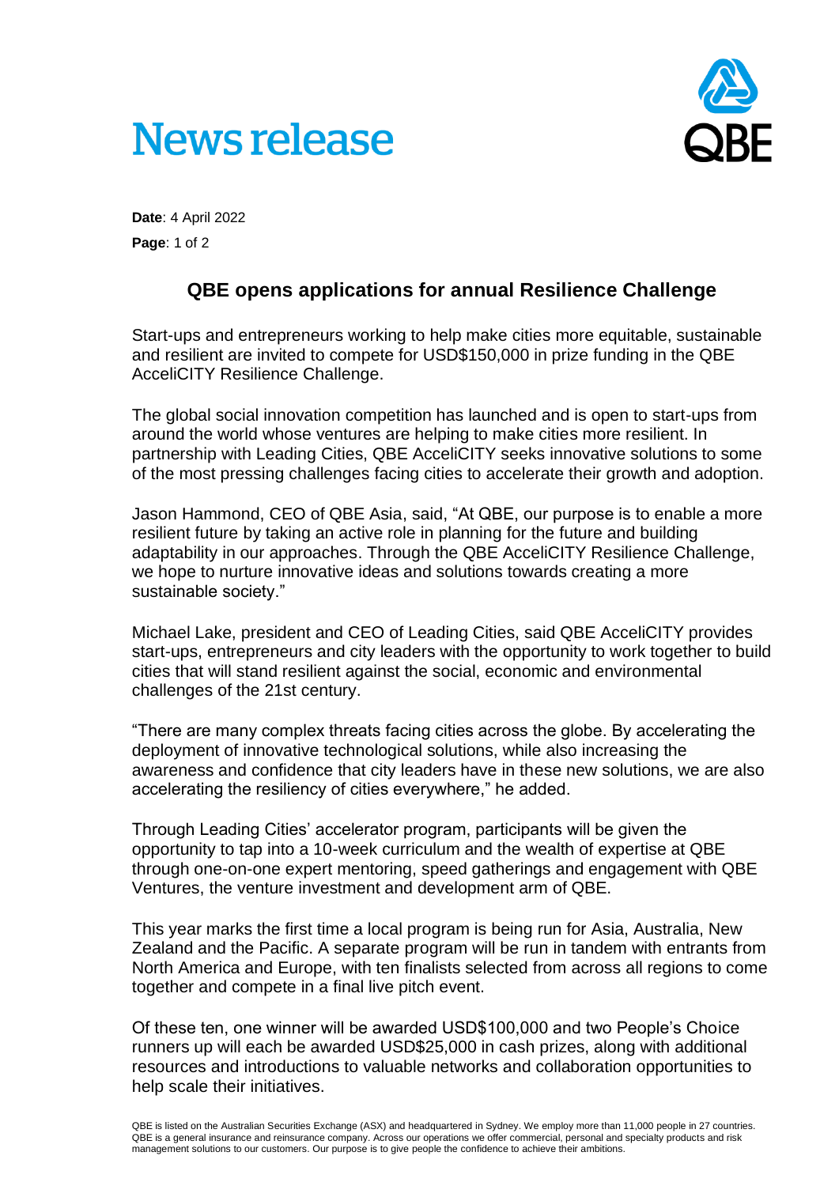# News release

**Date**: 4 April 2022

## QBE opens applications for annual Resilience Challenge

Start-ups and entrepreneurs working to help make cities more equitable, sustainable and resilient are invited to compete for USD$150,000 in prize funding in the QBE AcceliCITY Resilience Challenge.

The global social innovation competition has launched and is open to start-ups from around the world whose ventures are helping to make cities more resilient. In partnership with Leading Cities, QBE AcceliCITY seeks innovative solutions to some of the most pressing challenges facing cities to accelerate their growth and adoption.

Jason Hammond, CEO of QBE Asia, said, "At QBE, our purpose is to enable a more resilient future by taking an active role in planning for the future and building adaptability in our approaches. Through the QBE AcceliCITY Resilience Challenge, we hope to nurture innovative ideas and solutions towards creating a more sustainable society."

Michael Lake, president and CEO of Leading Cities, said QBE AcceliCITY provides start-ups, entrepreneurs and city leaders with the opportunity to work together to build cities that will stand resilient against the social, economic and environmental challenges of the 21st century.

"There are many complex threats facing cities across the globe. By accelerating the deployment of innovative technological solutions, while also increasing the awareness and confidence that city leaders have in these new solutions, we are also accelerating the resiliency of cities everywhere," he added.

Through Leading Cities' accelerator program, participants will be given the opportunity to tap into a 10-week curriculum and the wealth of expertise at QBE through one-on-one expert mentoring, speed gatherings and engagement with QBE Ventures, the venture investment and development arm of QBE.

This year marks the first time a local program is being run for Asia, Australia, New Zealand and the Pacific. A separate program will be run in tandem with entrants from North America and Europe, with ten finalists selected from across all regions to come together and compete in a final live pitch event.

Of these ten, one winner will be awarded USD$100,000 and two People's Choice runners up will each be awarded USD$25,000 in cash prizes, along with additional resources and introductions to valuable networks and collaboration opportunities to help scale their initiatives.

QBE is listed on the Australian Securities Exchange (ASX) and headquartered in Sydney. We employ more than 11,000 people in 27 countries. QBE is a general insurance and reinsurance company. Across our operations we offer commercial, personal and specialty products and risk management solutions to our customers. Our purpose is to give people the confidence to achieve their ambitions.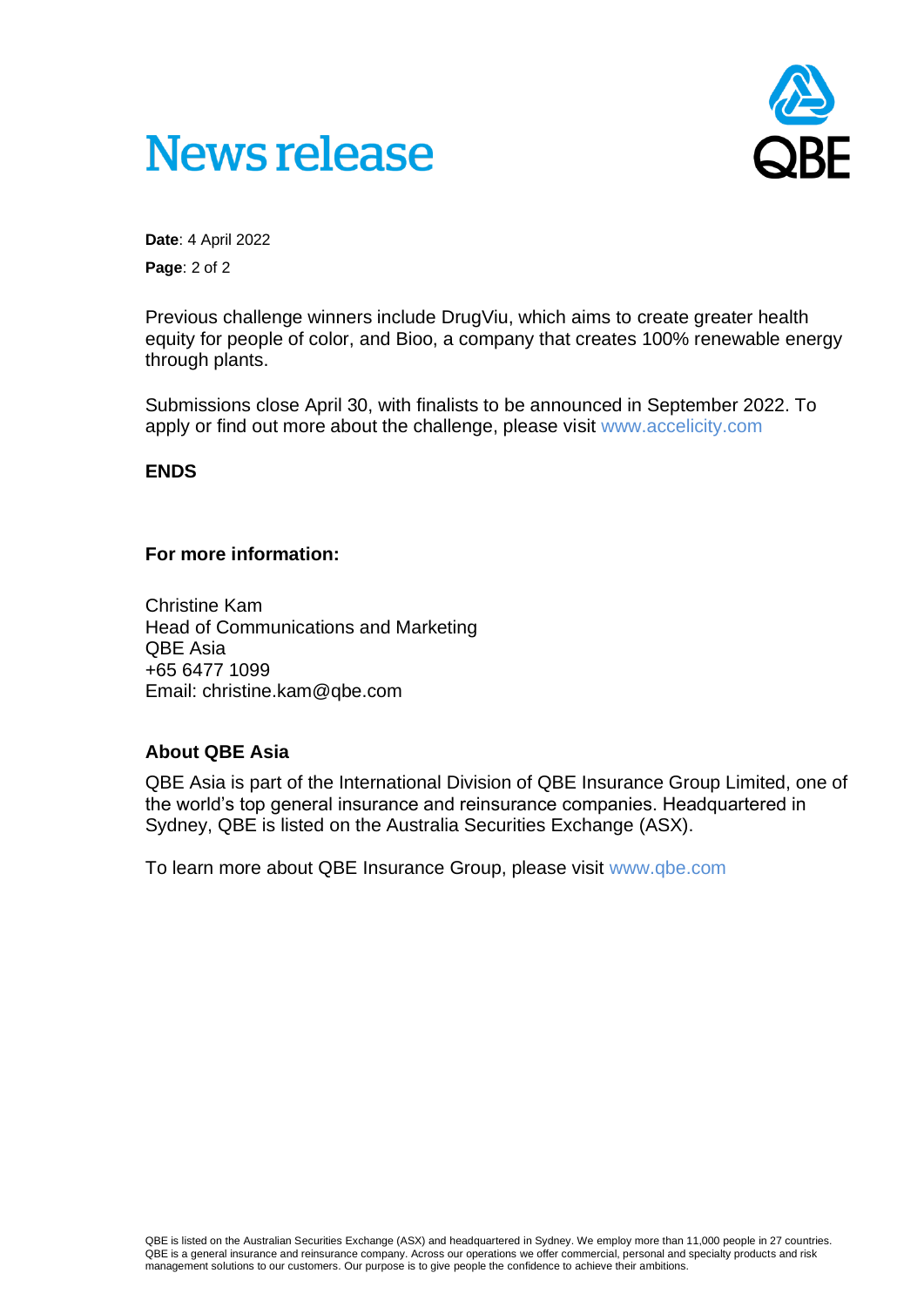Previous challenge winners include DrugViu, which aims to create greater health equity for people of color, and Bioo, a company that creates 100% renewable energy through plants.

Submissions close April 30, with finalists to be announced in September 2022. To apply or find out more about the challenge, please visit www.accelicity.com

**ENDS**

**For more information:**

Christine Kam
Head of Communications and Marketing
QBE Asia
+65 6477 1099
Email: christine.kam@qbe.com

**About QBE Asia**

QBE Asia is part of the International Division of QBE Insurance Group Limited, one of the world's top general insurance and reinsurance companies. Headquartered in Sydney, QBE is listed on the Australia Securities Exchange (ASX).

To learn more about QBE Insurance Group, please visit www.qbe.com

QBE is listed on the Australian Securities Exchange (ASX) and headquartered in Sydney. We employ more than 11,000 people in 27 countries. QBE is a general insurance and reinsurance company. Across our operations we offer commercial, personal and specialty products and risk management solutions to our customers. Our purpose is to give people the confidence to achieve their ambitions.